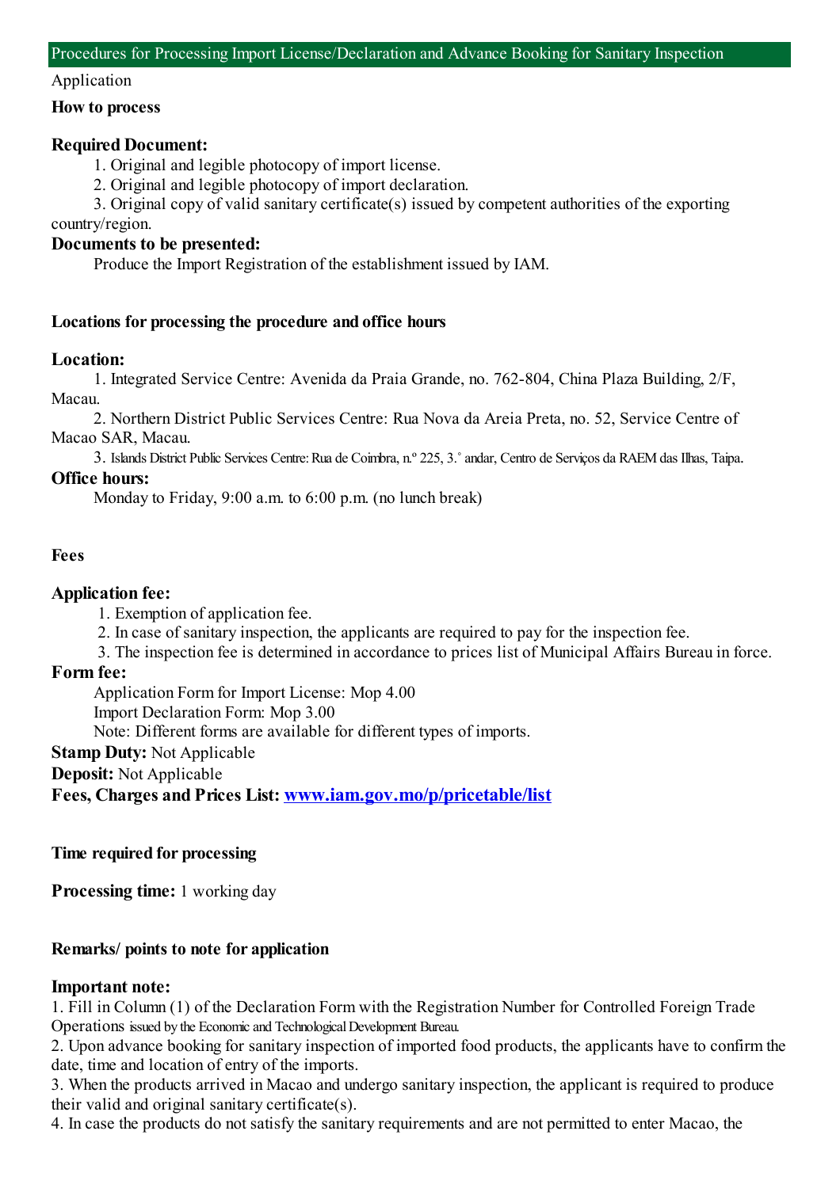## Procedures for Processing Import License/Declaration and Advance Booking for Sanitary Inspection

Application

### How to process

**Required Document:**

1. Original and legible photocopy of import license.
2. Original and legible photocopy of import declaration.
3. Original copy of valid sanitary certificate(s) issued by competent authorities of the exporting country/region.

**Documents to be presented:**

Produce the Import Registration of the establishment issued by IAM.

### Locations for processing the procedure and office hours

**Location:**

1. Integrated Service Centre: Avenida da Praia Grande, no. 762-804, China Plaza Building, 2/F, Macau.
2. Northern District Public Services Centre: Rua Nova da Areia Preta, no. 52, Service Centre of Macao SAR, Macau.
3. Islands District Public Services Centre: Rua de Coimbra, n.º 225, 3.˚ andar, Centro de Serviços da RAEM das Ilhas, Taipa.

**Office hours:**

Monday to Friday, 9:00 a.m. to 6:00 p.m. (no lunch break)

### Fees

**Application fee:**

1. Exemption of application fee.
2. In case of sanitary inspection, the applicants are required to pay for the inspection fee.
3. The inspection fee is determined in accordance to prices list of Municipal Affairs Bureau in force.

**Form fee:**

Application Form for Import License: Mop 4.00
Import Declaration Form: Mop 3.00
Note: Different forms are available for different types of imports.

**Stamp Duty:** Not Applicable

**Deposit:** Not Applicable

**Fees, Charges and Prices List:** [www.iam.gov.mo/p/pricetable/list](www.iam.gov.mo/p/pricetable/list)

### Time required for processing

**Processing time:** 1 working day

### Remarks/ points to note for application

**Important note:**

1. Fill in Column (1) of the Declaration Form with the Registration Number for Controlled Foreign Trade Operations issued by the Economic and Technological Development Bureau.
2. Upon advance booking for sanitary inspection of imported food products, the applicants have to confirm the date, time and location of entry of the imports.
3. When the products arrived in Macao and undergo sanitary inspection, the applicant is required to produce their valid and original sanitary certificate(s).
4. In case the products do not satisfy the sanitary requirements and are not permitted to enter Macao, the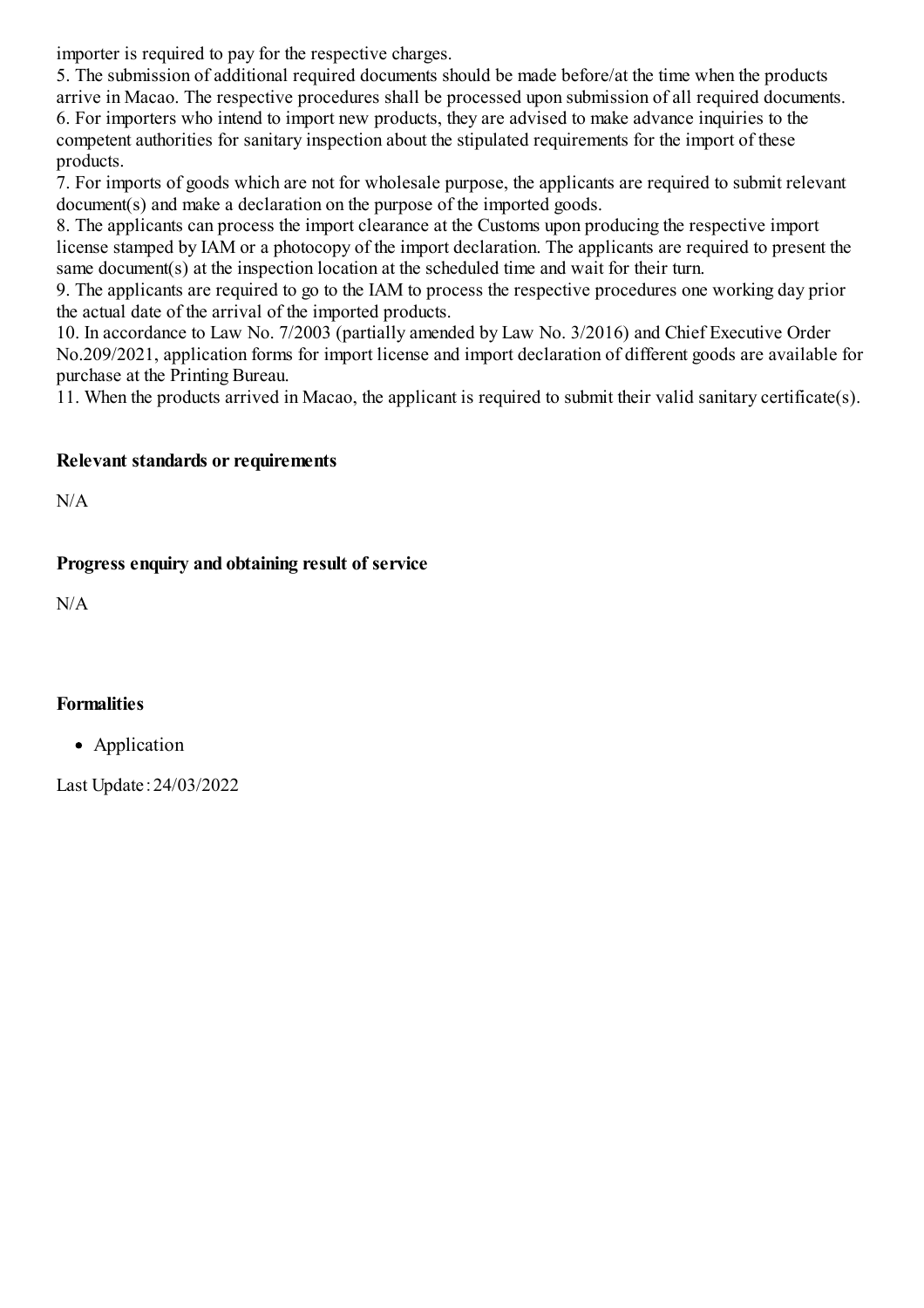importer is required to pay for the respective charges.

5. The submission of additional required documents should be made before/at the time when the products arrive in Macao. The respective procedures shall be processed upon submission of all required documents.
6. For importers who intend to import new products, they are advised to make advance inquiries to the competent authorities for sanitary inspection about the stipulated requirements for the import of these products.
7. For imports of goods which are not for wholesale purpose, the applicants are required to submit relevant document(s) and make a declaration on the purpose of the imported goods.
8. The applicants can process the import clearance at the Customs upon producing the respective import license stamped by IAM or a photocopy of the import declaration. The applicants are required to present the same document(s) at the inspection location at the scheduled time and wait for their turn.
9. The applicants are required to go to the IAM to process the respective procedures one working day prior the actual date of the arrival of the imported products.
10. In accordance to Law No. 7/2003 (partially amended by Law No. 3/2016) and Chief Executive Order No.209/2021, application forms for import license and import declaration of different goods are available for purchase at the Printing Bureau.
11. When the products arrived in Macao, the applicant is required to submit their valid sanitary certificate(s).

**Relevant standards or requirements**

N/A

**Progress enquiry and obtaining result of service**

N/A

**Formalities**

- Application

Last Update : 24/03/2022